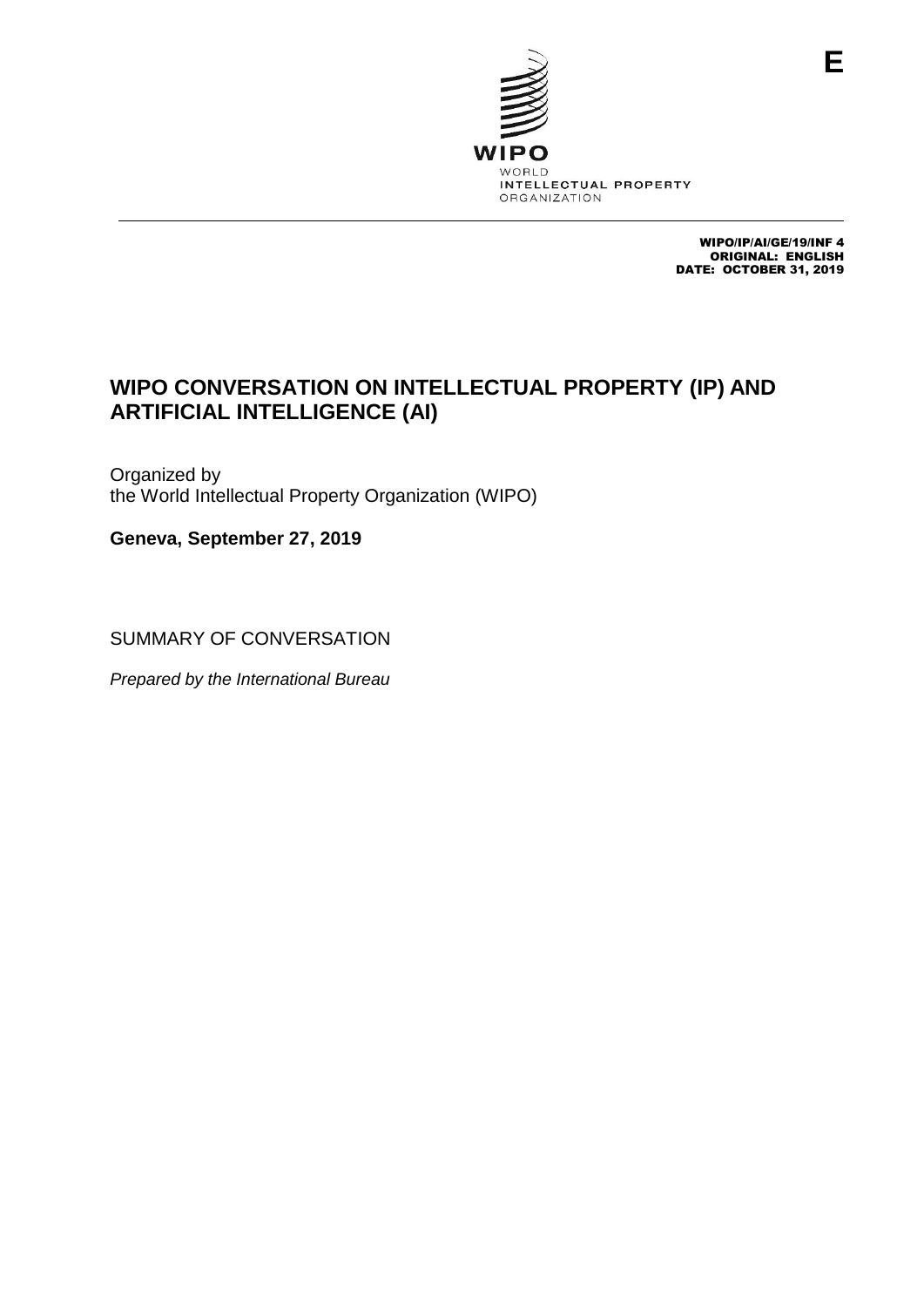E

WIPO

WORLD
INTELLECTUAL PROPERTY
ORGANIZATION

WIPO/IP/AI/GE/19/INF 4
ORIGINAL: ENGLISH
DATE: OCTOBER 31, 2019

# WIPO CONVERSATION ON INTELLECTUAL PROPERTY (IP) AND ARTIFICIAL INTELLIGENCE (AI)

Organized by
the World Intellectual Property Organization (WIPO)

**Geneva, September 27, 2019**

SUMMARY OF CONVERSATION

*Prepared by the International Bureau*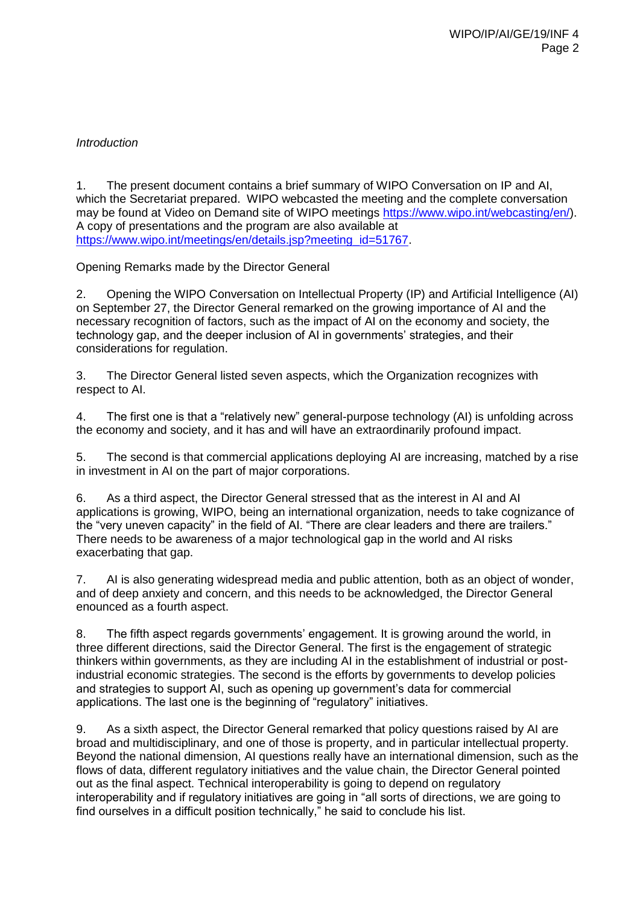*Introduction*

1. The present document contains a brief summary of WIPO Conversation on IP and AI, which the Secretariat prepared. WIPO webcasted the meeting and the complete conversation may be found at Video on Demand site of WIPO meetings https://www.wipo.int/webcasting/en/). A copy of presentations and the program are also available at https://www.wipo.int/meetings/en/details.jsp?meeting_id=51767.

Opening Remarks made by the Director General

2. Opening the WIPO Conversation on Intellectual Property (IP) and Artificial Intelligence (AI) on September 27, the Director General remarked on the growing importance of AI and the necessary recognition of factors, such as the impact of AI on the economy and society, the technology gap, and the deeper inclusion of AI in governments' strategies, and their considerations for regulation.

3. The Director General listed seven aspects, which the Organization recognizes with respect to AI.

4. The first one is that a "relatively new" general-purpose technology (AI) is unfolding across the economy and society, and it has and will have an extraordinarily profound impact.

5. The second is that commercial applications deploying AI are increasing, matched by a rise in investment in AI on the part of major corporations.

6. As a third aspect, the Director General stressed that as the interest in AI and AI applications is growing, WIPO, being an international organization, needs to take cognizance of the "very uneven capacity" in the field of AI. "There are clear leaders and there are trailers." There needs to be awareness of a major technological gap in the world and AI risks exacerbating that gap.

7. AI is also generating widespread media and public attention, both as an object of wonder, and of deep anxiety and concern, and this needs to be acknowledged, the Director General enounced as a fourth aspect.

8. The fifth aspect regards governments' engagement. It is growing around the world, in three different directions, said the Director General. The first is the engagement of strategic thinkers within governments, as they are including AI in the establishment of industrial or post-industrial economic strategies. The second is the efforts by governments to develop policies and strategies to support AI, such as opening up government's data for commercial applications. The last one is the beginning of "regulatory" initiatives.

9. As a sixth aspect, the Director General remarked that policy questions raised by AI are broad and multidisciplinary, and one of those is property, and in particular intellectual property. Beyond the national dimension, AI questions really have an international dimension, such as the flows of data, different regulatory initiatives and the value chain, the Director General pointed out as the final aspect. Technical interoperability is going to depend on regulatory interoperability and if regulatory initiatives are going in "all sorts of directions, we are going to find ourselves in a difficult position technically," he said to conclude his list.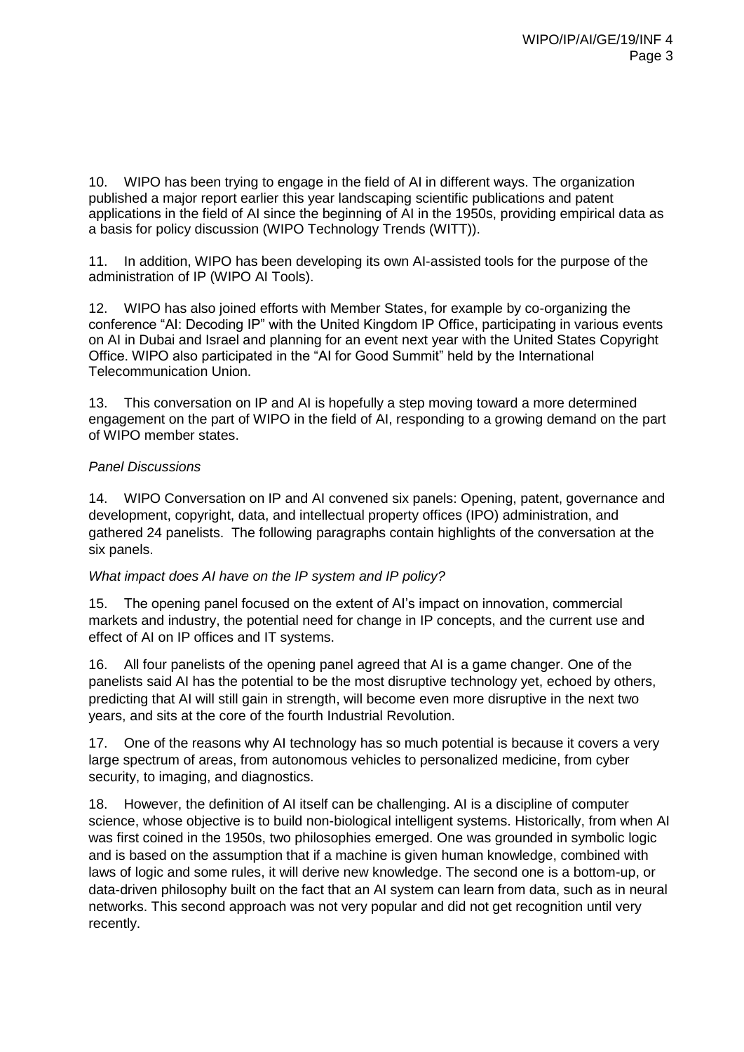10. WIPO has been trying to engage in the field of AI in different ways. The organization published a major report earlier this year landscaping scientific publications and patent applications in the field of AI since the beginning of AI in the 1950s, providing empirical data as a basis for policy discussion (WIPO Technology Trends (WITT)).

11. In addition, WIPO has been developing its own AI-assisted tools for the purpose of the administration of IP (WIPO AI Tools).

12. WIPO has also joined efforts with Member States, for example by co-organizing the conference "AI: Decoding IP" with the United Kingdom IP Office, participating in various events on AI in Dubai and Israel and planning for an event next year with the United States Copyright Office. WIPO also participated in the "AI for Good Summit" held by the International Telecommunication Union.

13. This conversation on IP and AI is hopefully a step moving toward a more determined engagement on the part of WIPO in the field of AI, responding to a growing demand on the part of WIPO member states.

*Panel Discussions*

14. WIPO Conversation on IP and AI convened six panels: Opening, patent, governance and development, copyright, data, and intellectual property offices (IPO) administration, and gathered 24 panelists. The following paragraphs contain highlights of the conversation at the six panels.

*What impact does AI have on the IP system and IP policy?*

15. The opening panel focused on the extent of AI's impact on innovation, commercial markets and industry, the potential need for change in IP concepts, and the current use and effect of AI on IP offices and IT systems.

16. All four panelists of the opening panel agreed that AI is a game changer. One of the panelists said AI has the potential to be the most disruptive technology yet, echoed by others, predicting that AI will still gain in strength, will become even more disruptive in the next two years, and sits at the core of the fourth Industrial Revolution.

17. One of the reasons why AI technology has so much potential is because it covers a very large spectrum of areas, from autonomous vehicles to personalized medicine, from cyber security, to imaging, and diagnostics.

18. However, the definition of AI itself can be challenging. AI is a discipline of computer science, whose objective is to build non-biological intelligent systems. Historically, from when AI was first coined in the 1950s, two philosophies emerged. One was grounded in symbolic logic and is based on the assumption that if a machine is given human knowledge, combined with laws of logic and some rules, it will derive new knowledge. The second one is a bottom-up, or data-driven philosophy built on the fact that an AI system can learn from data, such as in neural networks. This second approach was not very popular and did not get recognition until very recently.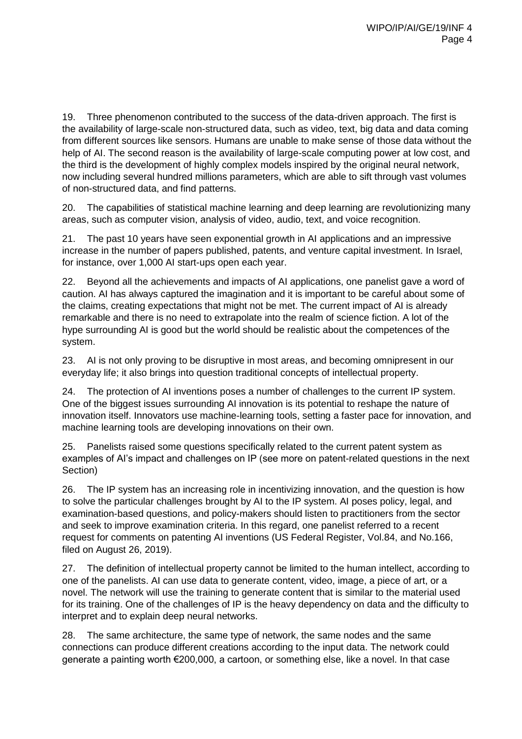19. Three phenomenon contributed to the success of the data-driven approach. The first is the availability of large-scale non-structured data, such as video, text, big data and data coming from different sources like sensors. Humans are unable to make sense of those data without the help of AI. The second reason is the availability of large-scale computing power at low cost, and the third is the development of highly complex models inspired by the original neural network, now including several hundred millions parameters, which are able to sift through vast volumes of non-structured data, and find patterns.

20. The capabilities of statistical machine learning and deep learning are revolutionizing many areas, such as computer vision, analysis of video, audio, text, and voice recognition.

21. The past 10 years have seen exponential growth in AI applications and an impressive increase in the number of papers published, patents, and venture capital investment. In Israel, for instance, over 1,000 AI start-ups open each year.

22. Beyond all the achievements and impacts of AI applications, one panelist gave a word of caution. AI has always captured the imagination and it is important to be careful about some of the claims, creating expectations that might not be met. The current impact of AI is already remarkable and there is no need to extrapolate into the realm of science fiction. A lot of the hype surrounding AI is good but the world should be realistic about the competences of the system.

23. AI is not only proving to be disruptive in most areas, and becoming omnipresent in our everyday life; it also brings into question traditional concepts of intellectual property.

24. The protection of AI inventions poses a number of challenges to the current IP system. One of the biggest issues surrounding AI innovation is its potential to reshape the nature of innovation itself. Innovators use machine-learning tools, setting a faster pace for innovation, and machine learning tools are developing innovations on their own.

25. Panelists raised some questions specifically related to the current patent system as examples of AI's impact and challenges on IP (see more on patent-related questions in the next Section)

26. The IP system has an increasing role in incentivizing innovation, and the question is how to solve the particular challenges brought by AI to the IP system. AI poses policy, legal, and examination-based questions, and policy-makers should listen to practitioners from the sector and seek to improve examination criteria. In this regard, one panelist referred to a recent request for comments on patenting AI inventions (US Federal Register, Vol.84, and No.166, filed on August 26, 2019).

27. The definition of intellectual property cannot be limited to the human intellect, according to one of the panelists. AI can use data to generate content, video, image, a piece of art, or a novel. The network will use the training to generate content that is similar to the material used for its training. One of the challenges of IP is the heavy dependency on data and the difficulty to interpret and to explain deep neural networks.

28. The same architecture, the same type of network, the same nodes and the same connections can produce different creations according to the input data. The network could generate a painting worth €200,000, a cartoon, or something else, like a novel. In that case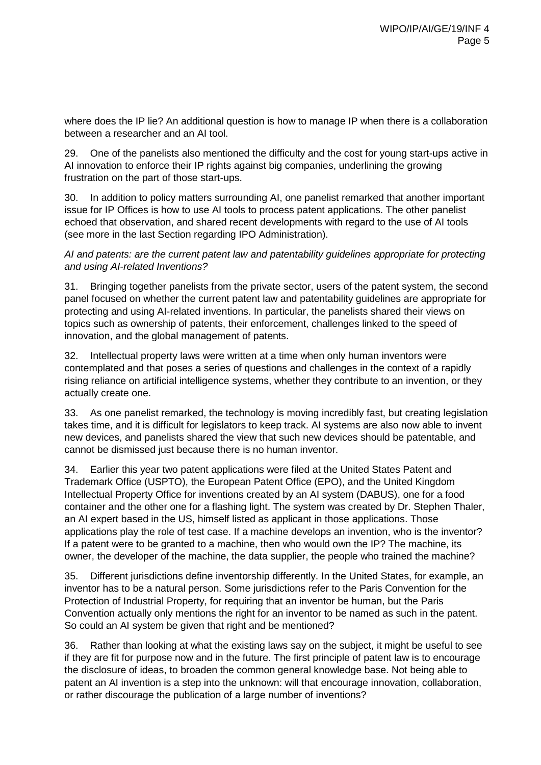where does the IP lie? An additional question is how to manage IP when there is a collaboration between a researcher and an AI tool.

29. One of the panelists also mentioned the difficulty and the cost for young start-ups active in AI innovation to enforce their IP rights against big companies, underlining the growing frustration on the part of those start-ups.

30. In addition to policy matters surrounding AI, one panelist remarked that another important issue for IP Offices is how to use AI tools to process patent applications. The other panelist echoed that observation, and shared recent developments with regard to the use of AI tools (see more in the last Section regarding IPO Administration).

*AI and patents: are the current patent law and patentability guidelines appropriate for protecting and using AI-related Inventions?*

31. Bringing together panelists from the private sector, users of the patent system, the second panel focused on whether the current patent law and patentability guidelines are appropriate for protecting and using AI-related inventions. In particular, the panelists shared their views on topics such as ownership of patents, their enforcement, challenges linked to the speed of innovation, and the global management of patents.

32. Intellectual property laws were written at a time when only human inventors were contemplated and that poses a series of questions and challenges in the context of a rapidly rising reliance on artificial intelligence systems, whether they contribute to an invention, or they actually create one.

33. As one panelist remarked, the technology is moving incredibly fast, but creating legislation takes time, and it is difficult for legislators to keep track. AI systems are also now able to invent new devices, and panelists shared the view that such new devices should be patentable, and cannot be dismissed just because there is no human inventor.

34. Earlier this year two patent applications were filed at the United States Patent and Trademark Office (USPTO), the European Patent Office (EPO), and the United Kingdom Intellectual Property Office for inventions created by an AI system (DABUS), one for a food container and the other one for a flashing light. The system was created by Dr. Stephen Thaler, an AI expert based in the US, himself listed as applicant in those applications. Those applications play the role of test case. If a machine develops an invention, who is the inventor? If a patent were to be granted to a machine, then who would own the IP? The machine, its owner, the developer of the machine, the data supplier, the people who trained the machine?

35. Different jurisdictions define inventorship differently. In the United States, for example, an inventor has to be a natural person. Some jurisdictions refer to the Paris Convention for the Protection of Industrial Property, for requiring that an inventor be human, but the Paris Convention actually only mentions the right for an inventor to be named as such in the patent. So could an AI system be given that right and be mentioned?

36. Rather than looking at what the existing laws say on the subject, it might be useful to see if they are fit for purpose now and in the future. The first principle of patent law is to encourage the disclosure of ideas, to broaden the common general knowledge base. Not being able to patent an AI invention is a step into the unknown: will that encourage innovation, collaboration, or rather discourage the publication of a large number of inventions?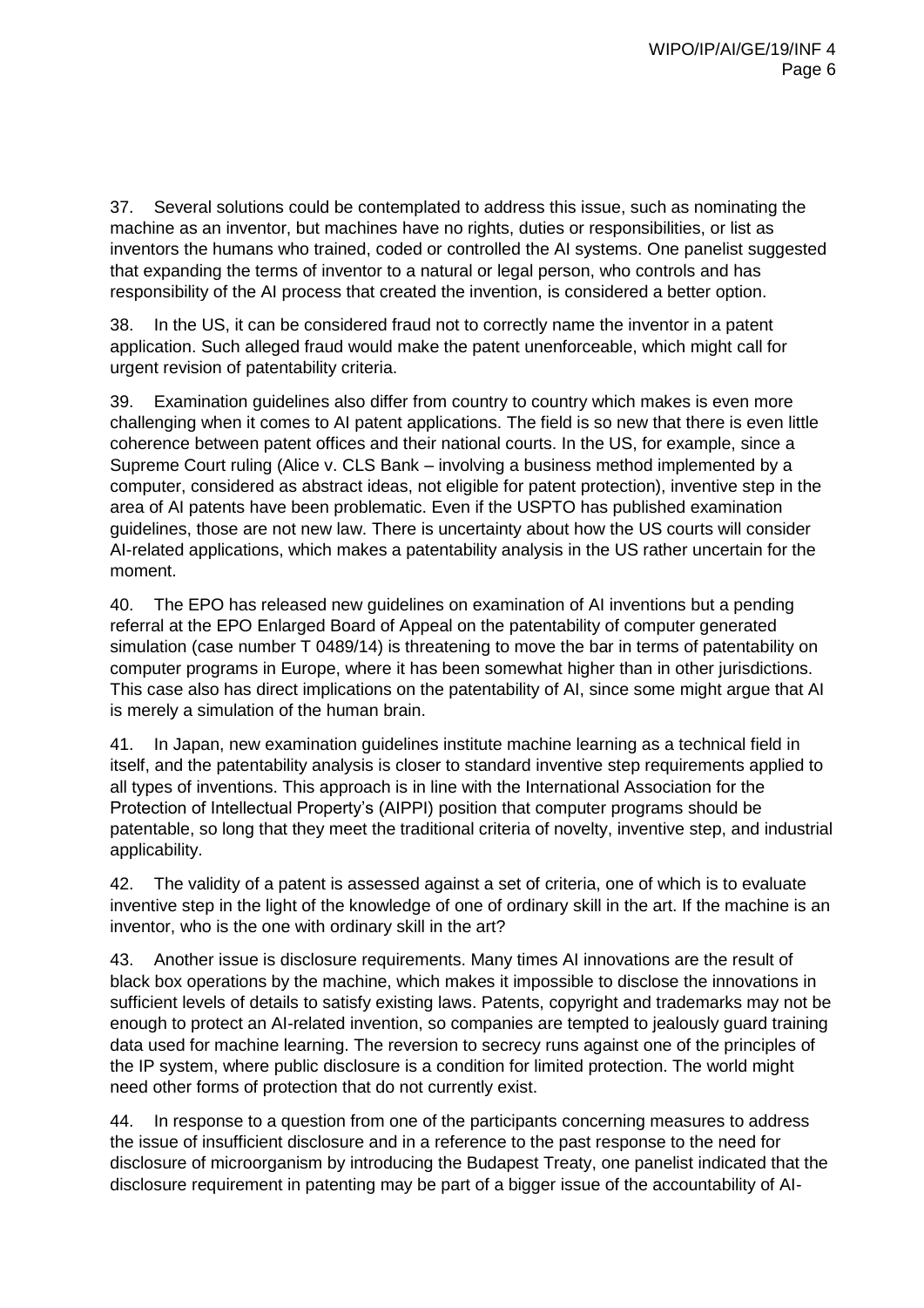37. Several solutions could be contemplated to address this issue, such as nominating the machine as an inventor, but machines have no rights, duties or responsibilities, or list as inventors the humans who trained, coded or controlled the AI systems. One panelist suggested that expanding the terms of inventor to a natural or legal person, who controls and has responsibility of the AI process that created the invention, is considered a better option.

38. In the US, it can be considered fraud not to correctly name the inventor in a patent application. Such alleged fraud would make the patent unenforceable, which might call for urgent revision of patentability criteria.

39. Examination guidelines also differ from country to country which makes is even more challenging when it comes to AI patent applications. The field is so new that there is even little coherence between patent offices and their national courts. In the US, for example, since a Supreme Court ruling (Alice v. CLS Bank – involving a business method implemented by a computer, considered as abstract ideas, not eligible for patent protection), inventive step in the area of AI patents have been problematic. Even if the USPTO has published examination guidelines, those are not new law. There is uncertainty about how the US courts will consider AI-related applications, which makes a patentability analysis in the US rather uncertain for the moment.

40. The EPO has released new guidelines on examination of AI inventions but a pending referral at the EPO Enlarged Board of Appeal on the patentability of computer generated simulation (case number T 0489/14) is threatening to move the bar in terms of patentability on computer programs in Europe, where it has been somewhat higher than in other jurisdictions. This case also has direct implications on the patentability of AI, since some might argue that AI is merely a simulation of the human brain.

41. In Japan, new examination guidelines institute machine learning as a technical field in itself, and the patentability analysis is closer to standard inventive step requirements applied to all types of inventions. This approach is in line with the International Association for the Protection of Intellectual Property's (AIPPI) position that computer programs should be patentable, so long that they meet the traditional criteria of novelty, inventive step, and industrial applicability.

42. The validity of a patent is assessed against a set of criteria, one of which is to evaluate inventive step in the light of the knowledge of one of ordinary skill in the art. If the machine is an inventor, who is the one with ordinary skill in the art?

43. Another issue is disclosure requirements. Many times AI innovations are the result of black box operations by the machine, which makes it impossible to disclose the innovations in sufficient levels of details to satisfy existing laws. Patents, copyright and trademarks may not be enough to protect an AI-related invention, so companies are tempted to jealously guard training data used for machine learning. The reversion to secrecy runs against one of the principles of the IP system, where public disclosure is a condition for limited protection. The world might need other forms of protection that do not currently exist.

44. In response to a question from one of the participants concerning measures to address the issue of insufficient disclosure and in a reference to the past response to the need for disclosure of microorganism by introducing the Budapest Treaty, one panelist indicated that the disclosure requirement in patenting may be part of a bigger issue of the accountability of AI-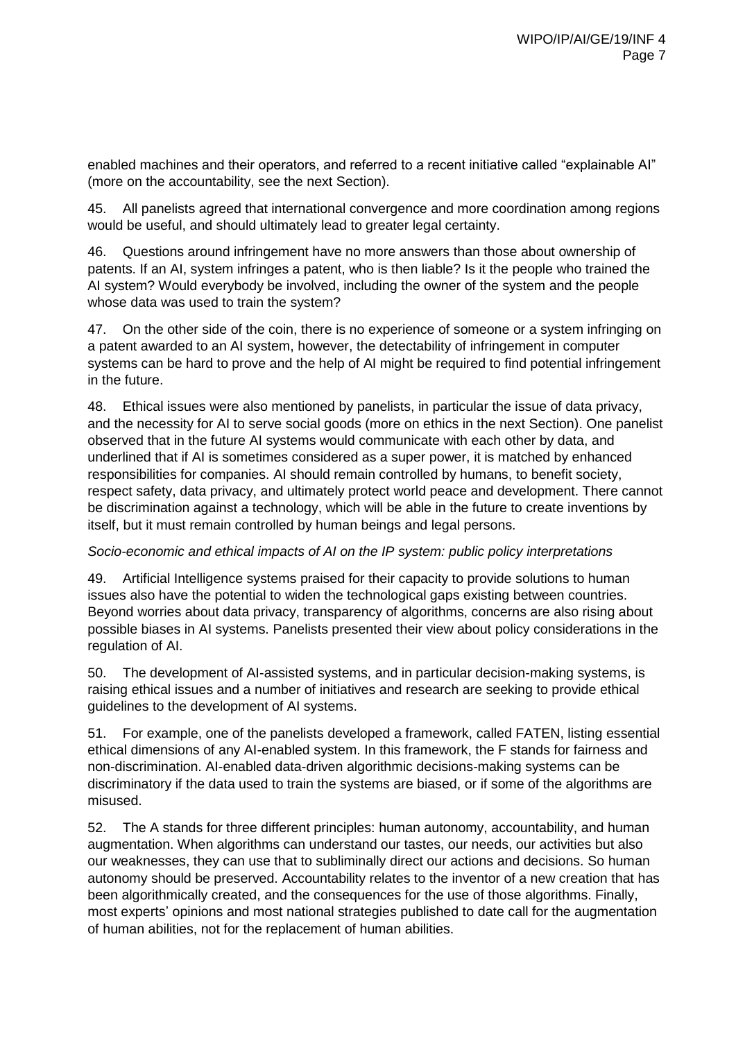enabled machines and their operators, and referred to a recent initiative called "explainable AI" (more on the accountability, see the next Section).

45. All panelists agreed that international convergence and more coordination among regions would be useful, and should ultimately lead to greater legal certainty.

46. Questions around infringement have no more answers than those about ownership of patents. If an AI, system infringes a patent, who is then liable? Is it the people who trained the AI system? Would everybody be involved, including the owner of the system and the people whose data was used to train the system?

47. On the other side of the coin, there is no experience of someone or a system infringing on a patent awarded to an AI system, however, the detectability of infringement in computer systems can be hard to prove and the help of AI might be required to find potential infringement in the future.

48. Ethical issues were also mentioned by panelists, in particular the issue of data privacy, and the necessity for AI to serve social goods (more on ethics in the next Section). One panelist observed that in the future AI systems would communicate with each other by data, and underlined that if AI is sometimes considered as a super power, it is matched by enhanced responsibilities for companies. AI should remain controlled by humans, to benefit society, respect safety, data privacy, and ultimately protect world peace and development. There cannot be discrimination against a technology, which will be able in the future to create inventions by itself, but it must remain controlled by human beings and legal persons.

*Socio-economic and ethical impacts of AI on the IP system: public policy interpretations*

49. Artificial Intelligence systems praised for their capacity to provide solutions to human issues also have the potential to widen the technological gaps existing between countries. Beyond worries about data privacy, transparency of algorithms, concerns are also rising about possible biases in AI systems. Panelists presented their view about policy considerations in the regulation of AI.

50. The development of AI-assisted systems, and in particular decision-making systems, is raising ethical issues and a number of initiatives and research are seeking to provide ethical guidelines to the development of AI systems.

51. For example, one of the panelists developed a framework, called FATEN, listing essential ethical dimensions of any AI-enabled system. In this framework, the F stands for fairness and non-discrimination. AI-enabled data-driven algorithmic decisions-making systems can be discriminatory if the data used to train the systems are biased, or if some of the algorithms are misused.

52. The A stands for three different principles: human autonomy, accountability, and human augmentation. When algorithms can understand our tastes, our needs, our activities but also our weaknesses, they can use that to subliminally direct our actions and decisions. So human autonomy should be preserved. Accountability relates to the inventor of a new creation that has been algorithmically created, and the consequences for the use of those algorithms. Finally, most experts' opinions and most national strategies published to date call for the augmentation of human abilities, not for the replacement of human abilities.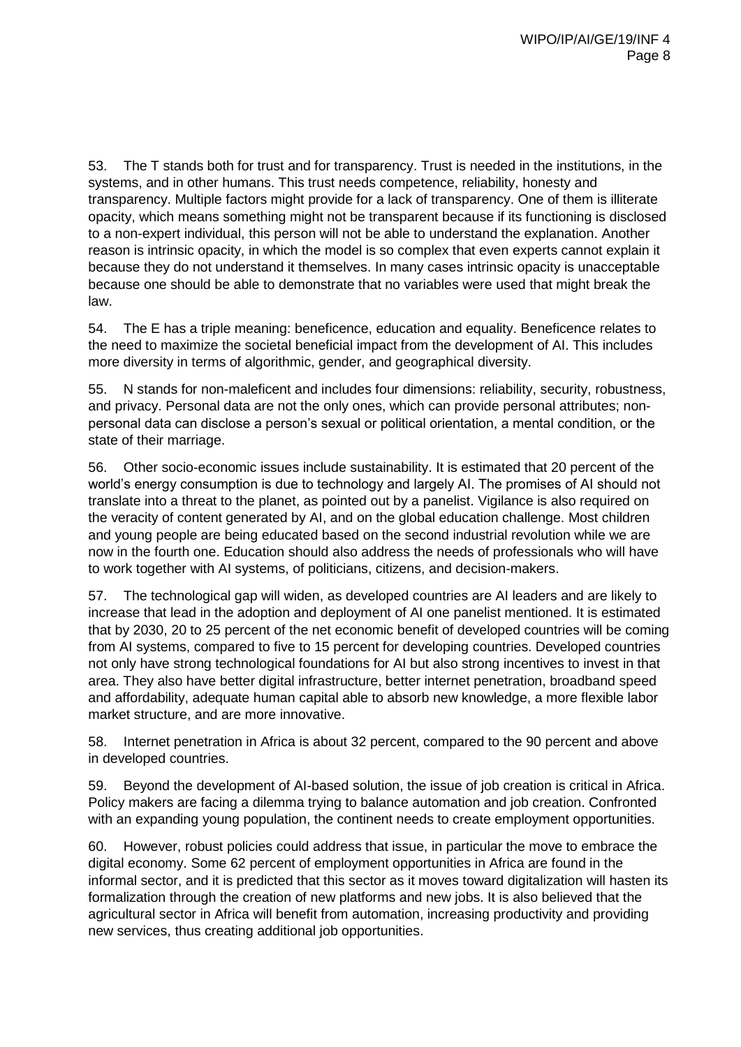53. The T stands both for trust and for transparency. Trust is needed in the institutions, in the systems, and in other humans. This trust needs competence, reliability, honesty and transparency. Multiple factors might provide for a lack of transparency. One of them is illiterate opacity, which means something might not be transparent because if its functioning is disclosed to a non-expert individual, this person will not be able to understand the explanation. Another reason is intrinsic opacity, in which the model is so complex that even experts cannot explain it because they do not understand it themselves. In many cases intrinsic opacity is unacceptable because one should be able to demonstrate that no variables were used that might break the law.

54. The E has a triple meaning: beneficence, education and equality. Beneficence relates to the need to maximize the societal beneficial impact from the development of AI. This includes more diversity in terms of algorithmic, gender, and geographical diversity.

55. N stands for non-maleficent and includes four dimensions: reliability, security, robustness, and privacy. Personal data are not the only ones, which can provide personal attributes; non-personal data can disclose a person's sexual or political orientation, a mental condition, or the state of their marriage.

56. Other socio-economic issues include sustainability. It is estimated that 20 percent of the world's energy consumption is due to technology and largely AI. The promises of AI should not translate into a threat to the planet, as pointed out by a panelist. Vigilance is also required on the veracity of content generated by AI, and on the global education challenge. Most children and young people are being educated based on the second industrial revolution while we are now in the fourth one. Education should also address the needs of professionals who will have to work together with AI systems, of politicians, citizens, and decision-makers.

57. The technological gap will widen, as developed countries are AI leaders and are likely to increase that lead in the adoption and deployment of AI one panelist mentioned. It is estimated that by 2030, 20 to 25 percent of the net economic benefit of developed countries will be coming from AI systems, compared to five to 15 percent for developing countries. Developed countries not only have strong technological foundations for AI but also strong incentives to invest in that area. They also have better digital infrastructure, better internet penetration, broadband speed and affordability, adequate human capital able to absorb new knowledge, a more flexible labor market structure, and are more innovative.

58. Internet penetration in Africa is about 32 percent, compared to the 90 percent and above in developed countries.

59. Beyond the development of AI-based solution, the issue of job creation is critical in Africa. Policy makers are facing a dilemma trying to balance automation and job creation. Confronted with an expanding young population, the continent needs to create employment opportunities.

60. However, robust policies could address that issue, in particular the move to embrace the digital economy. Some 62 percent of employment opportunities in Africa are found in the informal sector, and it is predicted that this sector as it moves toward digitalization will hasten its formalization through the creation of new platforms and new jobs. It is also believed that the agricultural sector in Africa will benefit from automation, increasing productivity and providing new services, thus creating additional job opportunities.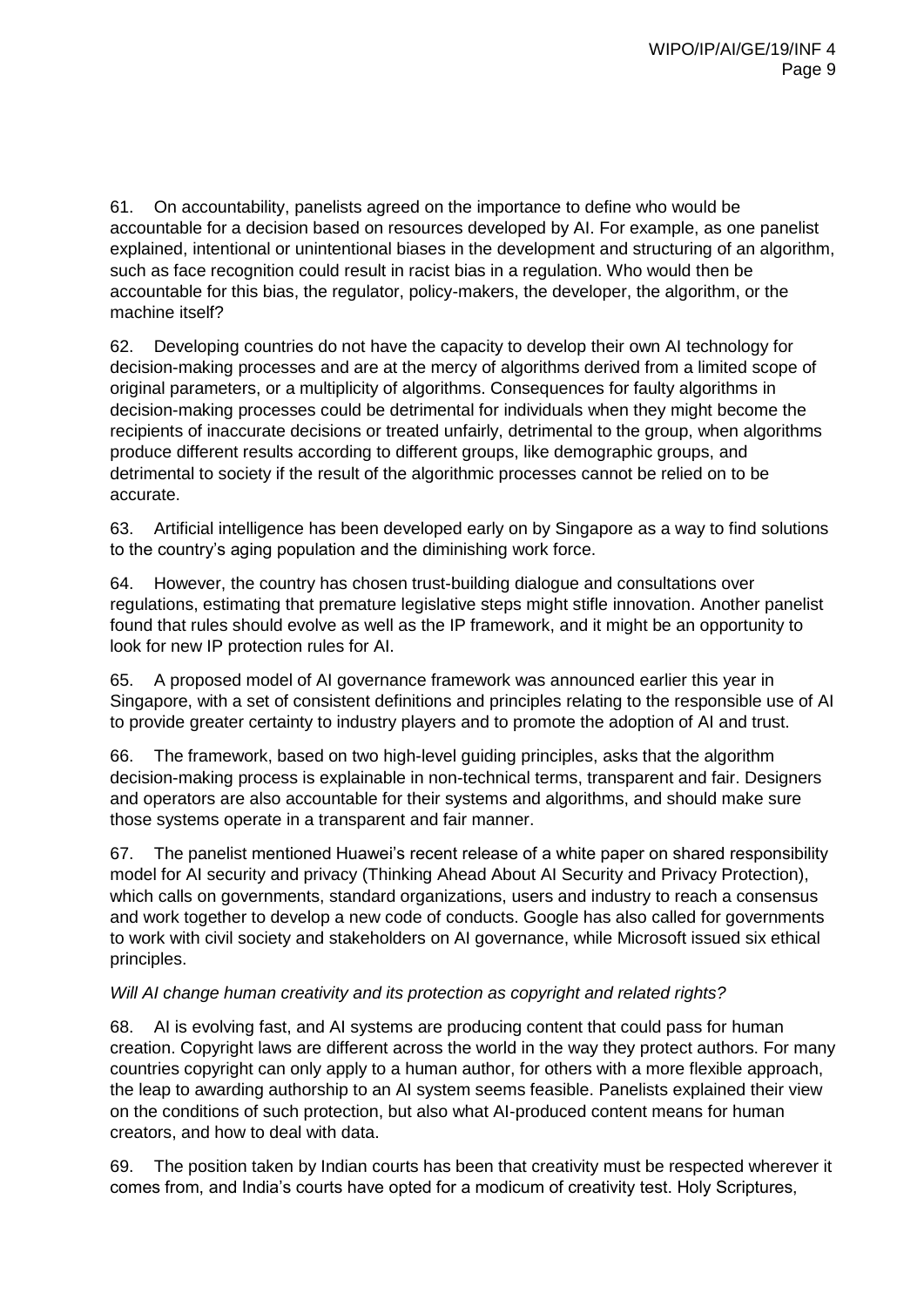61. On accountability, panelists agreed on the importance to define who would be accountable for a decision based on resources developed by AI. For example, as one panelist explained, intentional or unintentional biases in the development and structuring of an algorithm, such as face recognition could result in racist bias in a regulation. Who would then be accountable for this bias, the regulator, policy-makers, the developer, the algorithm, or the machine itself?

62. Developing countries do not have the capacity to develop their own AI technology for decision-making processes and are at the mercy of algorithms derived from a limited scope of original parameters, or a multiplicity of algorithms. Consequences for faulty algorithms in decision-making processes could be detrimental for individuals when they might become the recipients of inaccurate decisions or treated unfairly, detrimental to the group, when algorithms produce different results according to different groups, like demographic groups, and detrimental to society if the result of the algorithmic processes cannot be relied on to be accurate.

63. Artificial intelligence has been developed early on by Singapore as a way to find solutions to the country's aging population and the diminishing work force.

64. However, the country has chosen trust-building dialogue and consultations over regulations, estimating that premature legislative steps might stifle innovation. Another panelist found that rules should evolve as well as the IP framework, and it might be an opportunity to look for new IP protection rules for AI.

65. A proposed model of AI governance framework was announced earlier this year in Singapore, with a set of consistent definitions and principles relating to the responsible use of AI to provide greater certainty to industry players and to promote the adoption of AI and trust.

66. The framework, based on two high-level guiding principles, asks that the algorithm decision-making process is explainable in non-technical terms, transparent and fair. Designers and operators are also accountable for their systems and algorithms, and should make sure those systems operate in a transparent and fair manner.

67. The panelist mentioned Huawei's recent release of a white paper on shared responsibility model for AI security and privacy (Thinking Ahead About AI Security and Privacy Protection), which calls on governments, standard organizations, users and industry to reach a consensus and work together to develop a new code of conducts. Google has also called for governments to work with civil society and stakeholders on AI governance, while Microsoft issued six ethical principles.

*Will AI change human creativity and its protection as copyright and related rights?*

68. AI is evolving fast, and AI systems are producing content that could pass for human creation. Copyright laws are different across the world in the way they protect authors. For many countries copyright can only apply to a human author, for others with a more flexible approach, the leap to awarding authorship to an AI system seems feasible. Panelists explained their view on the conditions of such protection, but also what AI-produced content means for human creators, and how to deal with data.

69. The position taken by Indian courts has been that creativity must be respected wherever it comes from, and India's courts have opted for a modicum of creativity test. Holy Scriptures,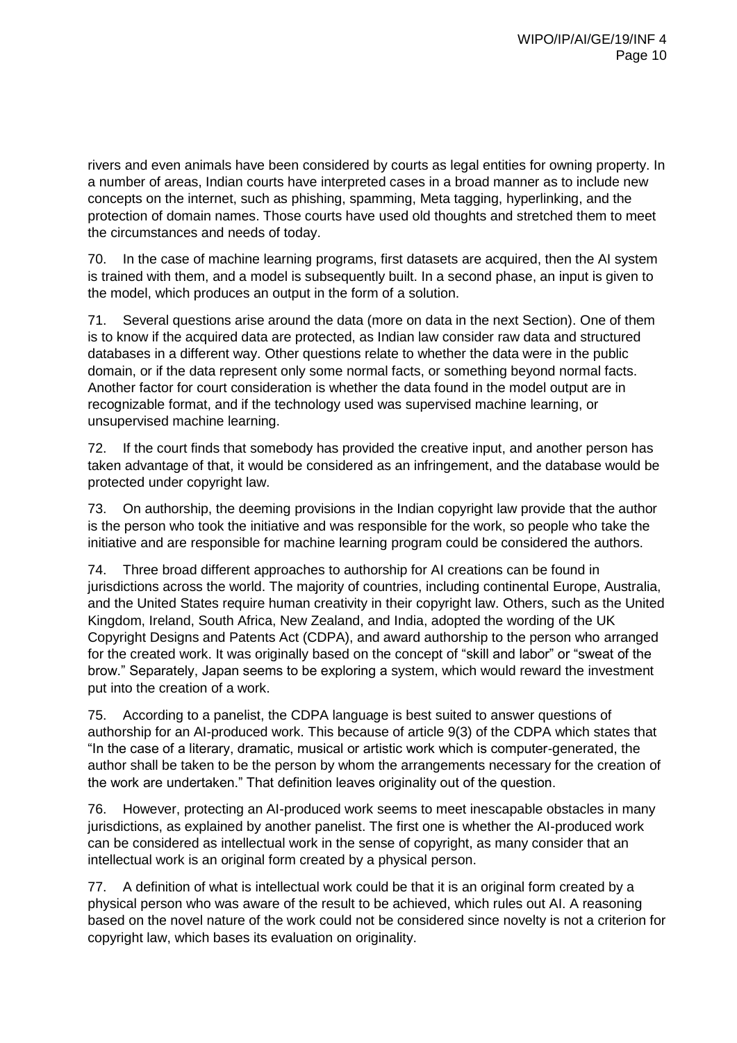rivers and even animals have been considered by courts as legal entities for owning property. In a number of areas, Indian courts have interpreted cases in a broad manner as to include new concepts on the internet, such as phishing, spamming, Meta tagging, hyperlinking, and the protection of domain names. Those courts have used old thoughts and stretched them to meet the circumstances and needs of today.

70. In the case of machine learning programs, first datasets are acquired, then the AI system is trained with them, and a model is subsequently built. In a second phase, an input is given to the model, which produces an output in the form of a solution.

71. Several questions arise around the data (more on data in the next Section). One of them is to know if the acquired data are protected, as Indian law consider raw data and structured databases in a different way. Other questions relate to whether the data were in the public domain, or if the data represent only some normal facts, or something beyond normal facts. Another factor for court consideration is whether the data found in the model output are in recognizable format, and if the technology used was supervised machine learning, or unsupervised machine learning.

72. If the court finds that somebody has provided the creative input, and another person has taken advantage of that, it would be considered as an infringement, and the database would be protected under copyright law.

73. On authorship, the deeming provisions in the Indian copyright law provide that the author is the person who took the initiative and was responsible for the work, so people who take the initiative and are responsible for machine learning program could be considered the authors.

74. Three broad different approaches to authorship for AI creations can be found in jurisdictions across the world. The majority of countries, including continental Europe, Australia, and the United States require human creativity in their copyright law. Others, such as the United Kingdom, Ireland, South Africa, New Zealand, and India, adopted the wording of the UK Copyright Designs and Patents Act (CDPA), and award authorship to the person who arranged for the created work. It was originally based on the concept of "skill and labor" or "sweat of the brow." Separately, Japan seems to be exploring a system, which would reward the investment put into the creation of a work.

75. According to a panelist, the CDPA language is best suited to answer questions of authorship for an AI-produced work. This because of article 9(3) of the CDPA which states that "In the case of a literary, dramatic, musical or artistic work which is computer-generated, the author shall be taken to be the person by whom the arrangements necessary for the creation of the work are undertaken." That definition leaves originality out of the question.

76. However, protecting an AI-produced work seems to meet inescapable obstacles in many jurisdictions, as explained by another panelist. The first one is whether the AI-produced work can be considered as intellectual work in the sense of copyright, as many consider that an intellectual work is an original form created by a physical person.

77. A definition of what is intellectual work could be that it is an original form created by a physical person who was aware of the result to be achieved, which rules out AI. A reasoning based on the novel nature of the work could not be considered since novelty is not a criterion for copyright law, which bases its evaluation on originality.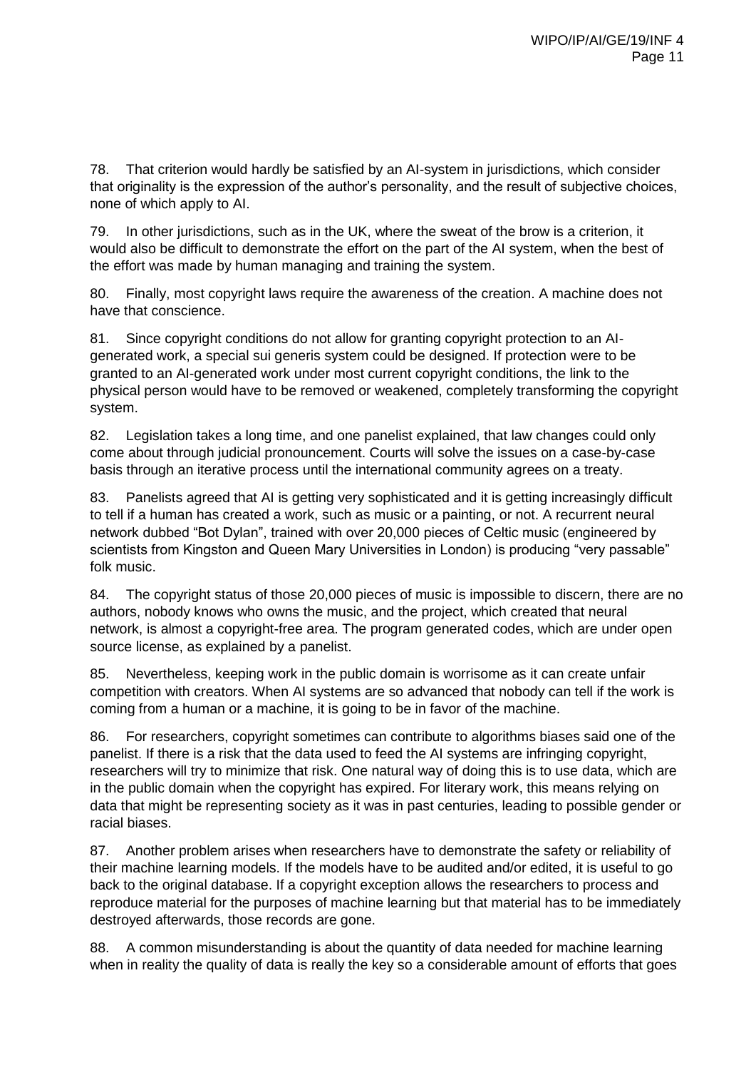78. That criterion would hardly be satisfied by an AI-system in jurisdictions, which consider that originality is the expression of the author's personality, and the result of subjective choices, none of which apply to AI.

79. In other jurisdictions, such as in the UK, where the sweat of the brow is a criterion, it would also be difficult to demonstrate the effort on the part of the AI system, when the best of the effort was made by human managing and training the system.

80. Finally, most copyright laws require the awareness of the creation. A machine does not have that conscience.

81. Since copyright conditions do not allow for granting copyright protection to an AI-generated work, a special sui generis system could be designed. If protection were to be granted to an AI-generated work under most current copyright conditions, the link to the physical person would have to be removed or weakened, completely transforming the copyright system.

82. Legislation takes a long time, and one panelist explained, that law changes could only come about through judicial pronouncement. Courts will solve the issues on a case-by-case basis through an iterative process until the international community agrees on a treaty.

83. Panelists agreed that AI is getting very sophisticated and it is getting increasingly difficult to tell if a human has created a work, such as music or a painting, or not. A recurrent neural network dubbed "Bot Dylan", trained with over 20,000 pieces of Celtic music (engineered by scientists from Kingston and Queen Mary Universities in London) is producing "very passable" folk music.

84. The copyright status of those 20,000 pieces of music is impossible to discern, there are no authors, nobody knows who owns the music, and the project, which created that neural network, is almost a copyright-free area. The program generated codes, which are under open source license, as explained by a panelist.

85. Nevertheless, keeping work in the public domain is worrisome as it can create unfair competition with creators. When AI systems are so advanced that nobody can tell if the work is coming from a human or a machine, it is going to be in favor of the machine.

86. For researchers, copyright sometimes can contribute to algorithms biases said one of the panelist. If there is a risk that the data used to feed the AI systems are infringing copyright, researchers will try to minimize that risk. One natural way of doing this is to use data, which are in the public domain when the copyright has expired. For literary work, this means relying on data that might be representing society as it was in past centuries, leading to possible gender or racial biases.

87. Another problem arises when researchers have to demonstrate the safety or reliability of their machine learning models. If the models have to be audited and/or edited, it is useful to go back to the original database. If a copyright exception allows the researchers to process and reproduce material for the purposes of machine learning but that material has to be immediately destroyed afterwards, those records are gone.

88. A common misunderstanding is about the quantity of data needed for machine learning when in reality the quality of data is really the key so a considerable amount of efforts that goes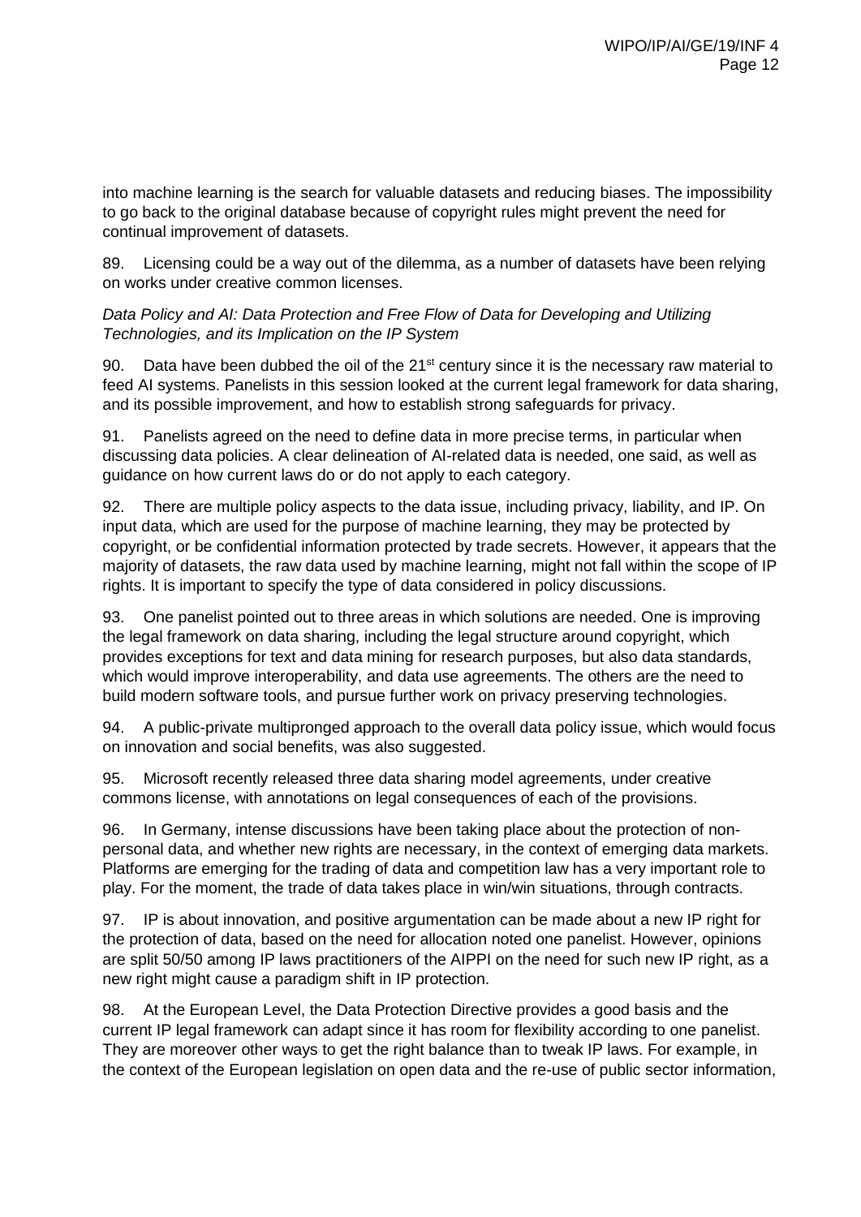into machine learning is the search for valuable datasets and reducing biases. The impossibility to go back to the original database because of copyright rules might prevent the need for continual improvement of datasets.

89. Licensing could be a way out of the dilemma, as a number of datasets have been relying on works under creative common licenses.

*Data Policy and AI: Data Protection and Free Flow of Data for Developing and Utilizing Technologies, and its Implication on the IP System*

90. Data have been dubbed the oil of the 21st century since it is the necessary raw material to feed AI systems. Panelists in this session looked at the current legal framework for data sharing, and its possible improvement, and how to establish strong safeguards for privacy.

91. Panelists agreed on the need to define data in more precise terms, in particular when discussing data policies. A clear delineation of AI-related data is needed, one said, as well as guidance on how current laws do or do not apply to each category.

92. There are multiple policy aspects to the data issue, including privacy, liability, and IP. On input data, which are used for the purpose of machine learning, they may be protected by copyright, or be confidential information protected by trade secrets. However, it appears that the majority of datasets, the raw data used by machine learning, might not fall within the scope of IP rights. It is important to specify the type of data considered in policy discussions.

93. One panelist pointed out to three areas in which solutions are needed. One is improving the legal framework on data sharing, including the legal structure around copyright, which provides exceptions for text and data mining for research purposes, but also data standards, which would improve interoperability, and data use agreements. The others are the need to build modern software tools, and pursue further work on privacy preserving technologies.

94. A public-private multipronged approach to the overall data policy issue, which would focus on innovation and social benefits, was also suggested.

95. Microsoft recently released three data sharing model agreements, under creative commons license, with annotations on legal consequences of each of the provisions.

96. In Germany, intense discussions have been taking place about the protection of non-personal data, and whether new rights are necessary, in the context of emerging data markets. Platforms are emerging for the trading of data and competition law has a very important role to play. For the moment, the trade of data takes place in win/win situations, through contracts.

97. IP is about innovation, and positive argumentation can be made about a new IP right for the protection of data, based on the need for allocation noted one panelist. However, opinions are split 50/50 among IP laws practitioners of the AIPPI on the need for such new IP right, as a new right might cause a paradigm shift in IP protection.

98. At the European Level, the Data Protection Directive provides a good basis and the current IP legal framework can adapt since it has room for flexibility according to one panelist. They are moreover other ways to get the right balance than to tweak IP laws. For example, in the context of the European legislation on open data and the re-use of public sector information,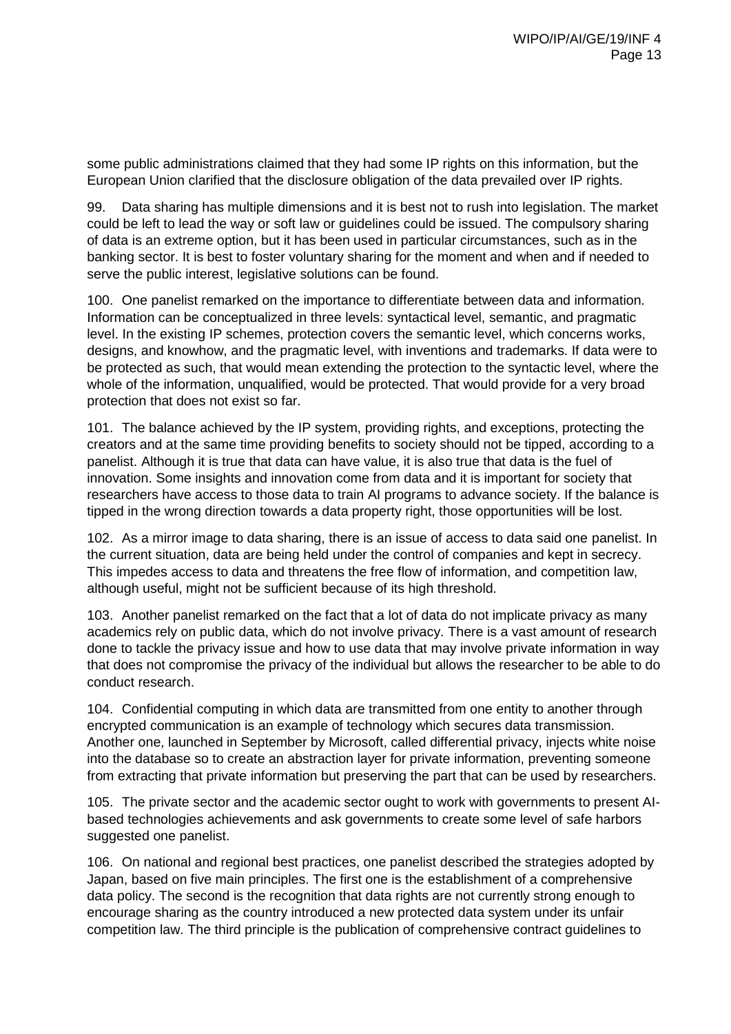some public administrations claimed that they had some IP rights on this information, but the European Union clarified that the disclosure obligation of the data prevailed over IP rights.

99. Data sharing has multiple dimensions and it is best not to rush into legislation. The market could be left to lead the way or soft law or guidelines could be issued. The compulsory sharing of data is an extreme option, but it has been used in particular circumstances, such as in the banking sector. It is best to foster voluntary sharing for the moment and when and if needed to serve the public interest, legislative solutions can be found.

100. One panelist remarked on the importance to differentiate between data and information. Information can be conceptualized in three levels: syntactical level, semantic, and pragmatic level. In the existing IP schemes, protection covers the semantic level, which concerns works, designs, and knowhow, and the pragmatic level, with inventions and trademarks. If data were to be protected as such, that would mean extending the protection to the syntactic level, where the whole of the information, unqualified, would be protected. That would provide for a very broad protection that does not exist so far.

101. The balance achieved by the IP system, providing rights, and exceptions, protecting the creators and at the same time providing benefits to society should not be tipped, according to a panelist. Although it is true that data can have value, it is also true that data is the fuel of innovation. Some insights and innovation come from data and it is important for society that researchers have access to those data to train AI programs to advance society. If the balance is tipped in the wrong direction towards a data property right, those opportunities will be lost.

102. As a mirror image to data sharing, there is an issue of access to data said one panelist. In the current situation, data are being held under the control of companies and kept in secrecy. This impedes access to data and threatens the free flow of information, and competition law, although useful, might not be sufficient because of its high threshold.

103. Another panelist remarked on the fact that a lot of data do not implicate privacy as many academics rely on public data, which do not involve privacy. There is a vast amount of research done to tackle the privacy issue and how to use data that may involve private information in way that does not compromise the privacy of the individual but allows the researcher to be able to do conduct research.

104. Confidential computing in which data are transmitted from one entity to another through encrypted communication is an example of technology which secures data transmission. Another one, launched in September by Microsoft, called differential privacy, injects white noise into the database so to create an abstraction layer for private information, preventing someone from extracting that private information but preserving the part that can be used by researchers.

105. The private sector and the academic sector ought to work with governments to present AI-based technologies achievements and ask governments to create some level of safe harbors suggested one panelist.

106. On national and regional best practices, one panelist described the strategies adopted by Japan, based on five main principles. The first one is the establishment of a comprehensive data policy. The second is the recognition that data rights are not currently strong enough to encourage sharing as the country introduced a new protected data system under its unfair competition law. The third principle is the publication of comprehensive contract guidelines to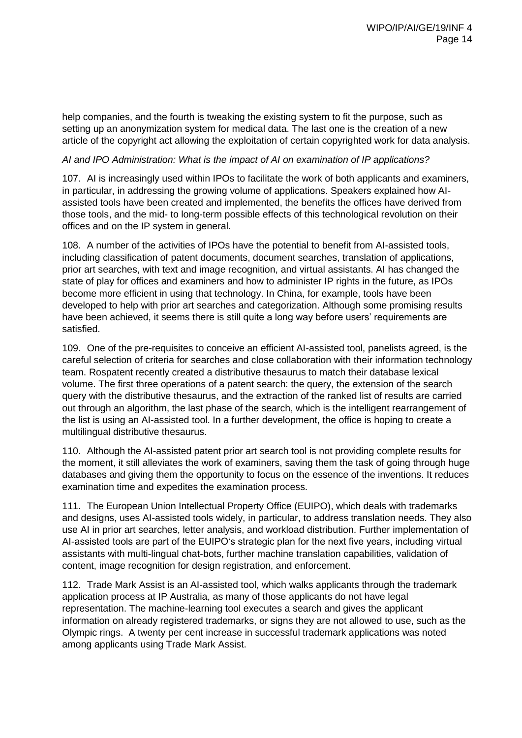help companies, and the fourth is tweaking the existing system to fit the purpose, such as setting up an anonymization system for medical data. The last one is the creation of a new article of the copyright act allowing the exploitation of certain copyrighted work for data analysis.

*AI and IPO Administration: What is the impact of AI on examination of IP applications?*

107. AI is increasingly used within IPOs to facilitate the work of both applicants and examiners, in particular, in addressing the growing volume of applications. Speakers explained how AI-assisted tools have been created and implemented, the benefits the offices have derived from those tools, and the mid- to long-term possible effects of this technological revolution on their offices and on the IP system in general.

108. A number of the activities of IPOs have the potential to benefit from AI-assisted tools, including classification of patent documents, document searches, translation of applications, prior art searches, with text and image recognition, and virtual assistants. AI has changed the state of play for offices and examiners and how to administer IP rights in the future, as IPOs become more efficient in using that technology. In China, for example, tools have been developed to help with prior art searches and categorization. Although some promising results have been achieved, it seems there is still quite a long way before users' requirements are satisfied.

109. One of the pre-requisites to conceive an efficient AI-assisted tool, panelists agreed, is the careful selection of criteria for searches and close collaboration with their information technology team. Rospatent recently created a distributive thesaurus to match their database lexical volume. The first three operations of a patent search: the query, the extension of the search query with the distributive thesaurus, and the extraction of the ranked list of results are carried out through an algorithm, the last phase of the search, which is the intelligent rearrangement of the list is using an AI-assisted tool. In a further development, the office is hoping to create a multilingual distributive thesaurus.

110. Although the AI-assisted patent prior art search tool is not providing complete results for the moment, it still alleviates the work of examiners, saving them the task of going through huge databases and giving them the opportunity to focus on the essence of the inventions. It reduces examination time and expedites the examination process.

111. The European Union Intellectual Property Office (EUIPO), which deals with trademarks and designs, uses AI-assisted tools widely, in particular, to address translation needs. They also use AI in prior art searches, letter analysis, and workload distribution. Further implementation of AI-assisted tools are part of the EUIPO's strategic plan for the next five years, including virtual assistants with multi-lingual chat-bots, further machine translation capabilities, validation of content, image recognition for design registration, and enforcement.

112. Trade Mark Assist is an AI-assisted tool, which walks applicants through the trademark application process at IP Australia, as many of those applicants do not have legal representation. The machine-learning tool executes a search and gives the applicant information on already registered trademarks, or signs they are not allowed to use, such as the Olympic rings. A twenty per cent increase in successful trademark applications was noted among applicants using Trade Mark Assist.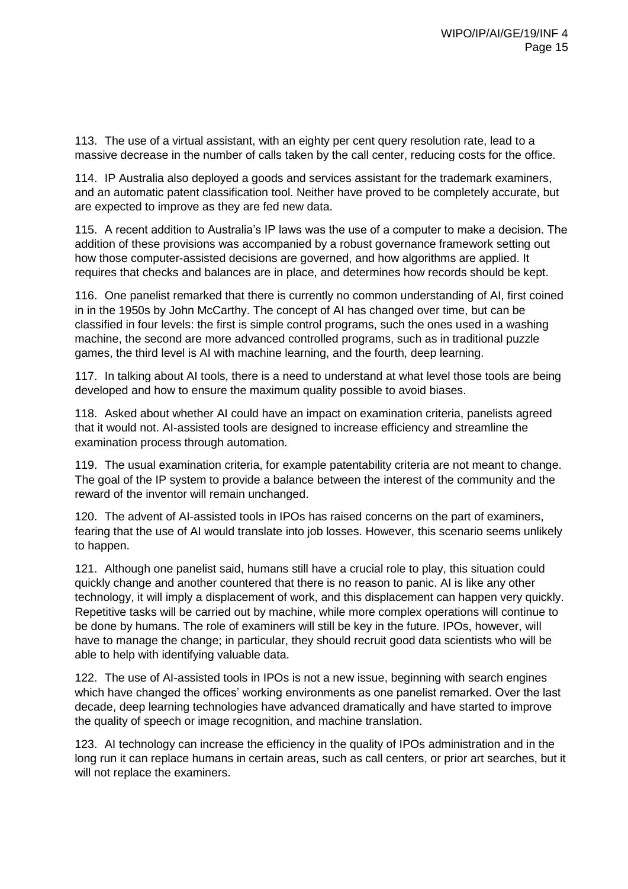113. The use of a virtual assistant, with an eighty per cent query resolution rate, lead to a massive decrease in the number of calls taken by the call center, reducing costs for the office.

114. IP Australia also deployed a goods and services assistant for the trademark examiners, and an automatic patent classification tool. Neither have proved to be completely accurate, but are expected to improve as they are fed new data.

115. A recent addition to Australia's IP laws was the use of a computer to make a decision. The addition of these provisions was accompanied by a robust governance framework setting out how those computer-assisted decisions are governed, and how algorithms are applied. It requires that checks and balances are in place, and determines how records should be kept.

116. One panelist remarked that there is currently no common understanding of AI, first coined in in the 1950s by John McCarthy. The concept of AI has changed over time, but can be classified in four levels: the first is simple control programs, such the ones used in a washing machine, the second are more advanced controlled programs, such as in traditional puzzle games, the third level is AI with machine learning, and the fourth, deep learning.

117. In talking about AI tools, there is a need to understand at what level those tools are being developed and how to ensure the maximum quality possible to avoid biases.

118. Asked about whether AI could have an impact on examination criteria, panelists agreed that it would not. AI-assisted tools are designed to increase efficiency and streamline the examination process through automation.

119. The usual examination criteria, for example patentability criteria are not meant to change. The goal of the IP system to provide a balance between the interest of the community and the reward of the inventor will remain unchanged.

120. The advent of AI-assisted tools in IPOs has raised concerns on the part of examiners, fearing that the use of AI would translate into job losses. However, this scenario seems unlikely to happen.

121. Although one panelist said, humans still have a crucial role to play, this situation could quickly change and another countered that there is no reason to panic. AI is like any other technology, it will imply a displacement of work, and this displacement can happen very quickly. Repetitive tasks will be carried out by machine, while more complex operations will continue to be done by humans. The role of examiners will still be key in the future. IPOs, however, will have to manage the change; in particular, they should recruit good data scientists who will be able to help with identifying valuable data.

122. The use of AI-assisted tools in IPOs is not a new issue, beginning with search engines which have changed the offices' working environments as one panelist remarked. Over the last decade, deep learning technologies have advanced dramatically and have started to improve the quality of speech or image recognition, and machine translation.

123. AI technology can increase the efficiency in the quality of IPOs administration and in the long run it can replace humans in certain areas, such as call centers, or prior art searches, but it will not replace the examiners.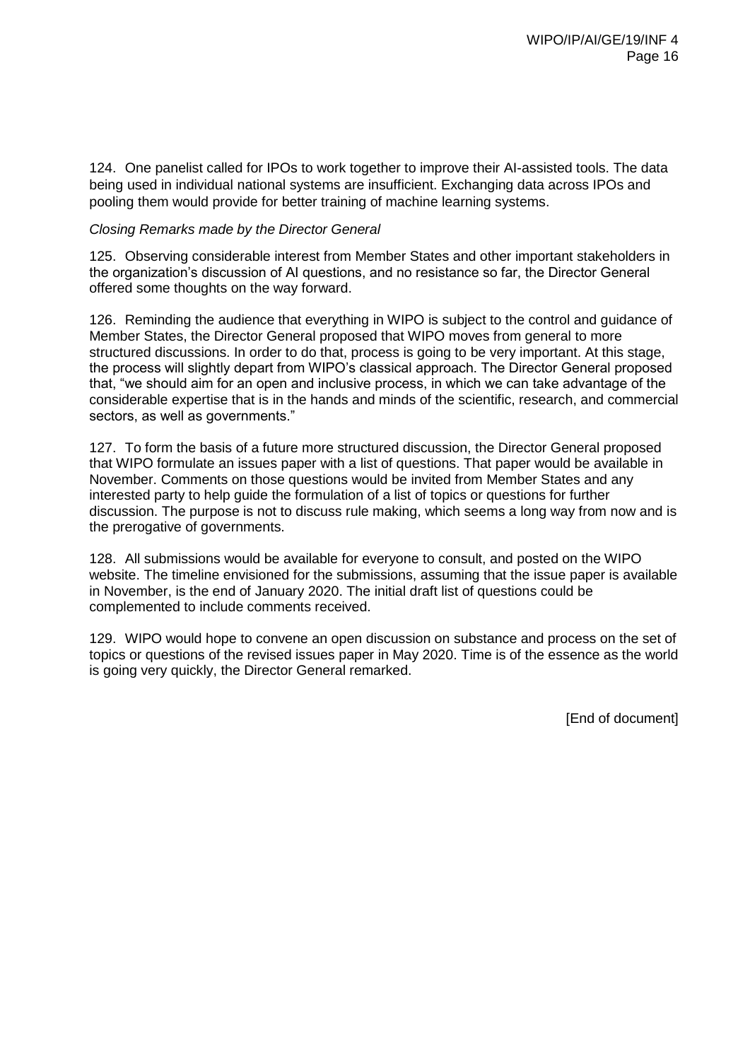124. One panelist called for IPOs to work together to improve their AI-assisted tools. The data being used in individual national systems are insufficient. Exchanging data across IPOs and pooling them would provide for better training of machine learning systems.

*Closing Remarks made by the Director General*

125. Observing considerable interest from Member States and other important stakeholders in the organization's discussion of AI questions, and no resistance so far, the Director General offered some thoughts on the way forward.

126. Reminding the audience that everything in WIPO is subject to the control and guidance of Member States, the Director General proposed that WIPO moves from general to more structured discussions. In order to do that, process is going to be very important. At this stage, the process will slightly depart from WIPO's classical approach. The Director General proposed that, "we should aim for an open and inclusive process, in which we can take advantage of the considerable expertise that is in the hands and minds of the scientific, research, and commercial sectors, as well as governments."

127. To form the basis of a future more structured discussion, the Director General proposed that WIPO formulate an issues paper with a list of questions. That paper would be available in November. Comments on those questions would be invited from Member States and any interested party to help guide the formulation of a list of topics or questions for further discussion. The purpose is not to discuss rule making, which seems a long way from now and is the prerogative of governments.

128. All submissions would be available for everyone to consult, and posted on the WIPO website. The timeline envisioned for the submissions, assuming that the issue paper is available in November, is the end of January 2020. The initial draft list of questions could be complemented to include comments received.

129. WIPO would hope to convene an open discussion on substance and process on the set of topics or questions of the revised issues paper in May 2020. Time is of the essence as the world is going very quickly, the Director General remarked.

[End of document]